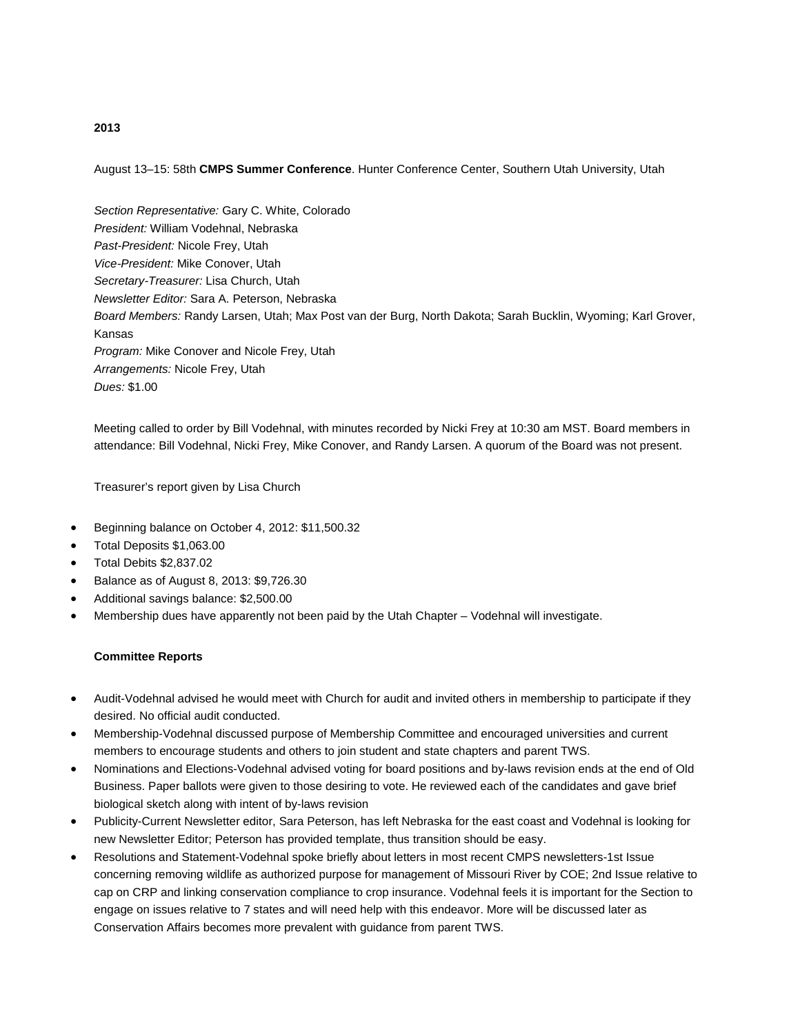**2013**

August 13–15: 58th **CMPS Summer Conference**. Hunter Conference Center, Southern Utah University, Utah

*Section Representative:* Gary C. White, Colorado
*President:* William Vodehnal, Nebraska
*Past-President:* Nicole Frey, Utah
*Vice-President:* Mike Conover, Utah
*Secretary-Treasurer:* Lisa Church, Utah
*Newsletter Editor:* Sara A. Peterson, Nebraska
*Board Members:* Randy Larsen, Utah; Max Post van der Burg, North Dakota; Sarah Bucklin, Wyoming; Karl Grover, Kansas
*Program:* Mike Conover and Nicole Frey, Utah
*Arrangements:* Nicole Frey, Utah
*Dues:* $1.00

Meeting called to order by Bill Vodehnal, with minutes recorded by Nicki Frey at 10:30 am MST. Board members in attendance: Bill Vodehnal, Nicki Frey, Mike Conover, and Randy Larsen. A quorum of the Board was not present.

Treasurer's report given by Lisa Church

- Beginning balance on October 4, 2012: $11,500.32
- Total Deposits $1,063.00
- Total Debits $2,837.02
- Balance as of August 8, 2013: $9,726.30
- Additional savings balance: $2,500.00
- Membership dues have apparently not been paid by the Utah Chapter – Vodehnal will investigate.

**Committee Reports**

- Audit-Vodehnal advised he would meet with Church for audit and invited others in membership to participate if they desired. No official audit conducted.
- Membership-Vodehnal discussed purpose of Membership Committee and encouraged universities and current members to encourage students and others to join student and state chapters and parent TWS.
- Nominations and Elections-Vodehnal advised voting for board positions and by-laws revision ends at the end of Old Business. Paper ballots were given to those desiring to vote. He reviewed each of the candidates and gave brief biological sketch along with intent of by-laws revision
- Publicity-Current Newsletter editor, Sara Peterson, has left Nebraska for the east coast and Vodehnal is looking for new Newsletter Editor; Peterson has provided template, thus transition should be easy.
- Resolutions and Statement-Vodehnal spoke briefly about letters in most recent CMPS newsletters-1st Issue concerning removing wildlife as authorized purpose for management of Missouri River by COE; 2nd Issue relative to cap on CRP and linking conservation compliance to crop insurance. Vodehnal feels it is important for the Section to engage on issues relative to 7 states and will need help with this endeavor. More will be discussed later as Conservation Affairs becomes more prevalent with guidance from parent TWS.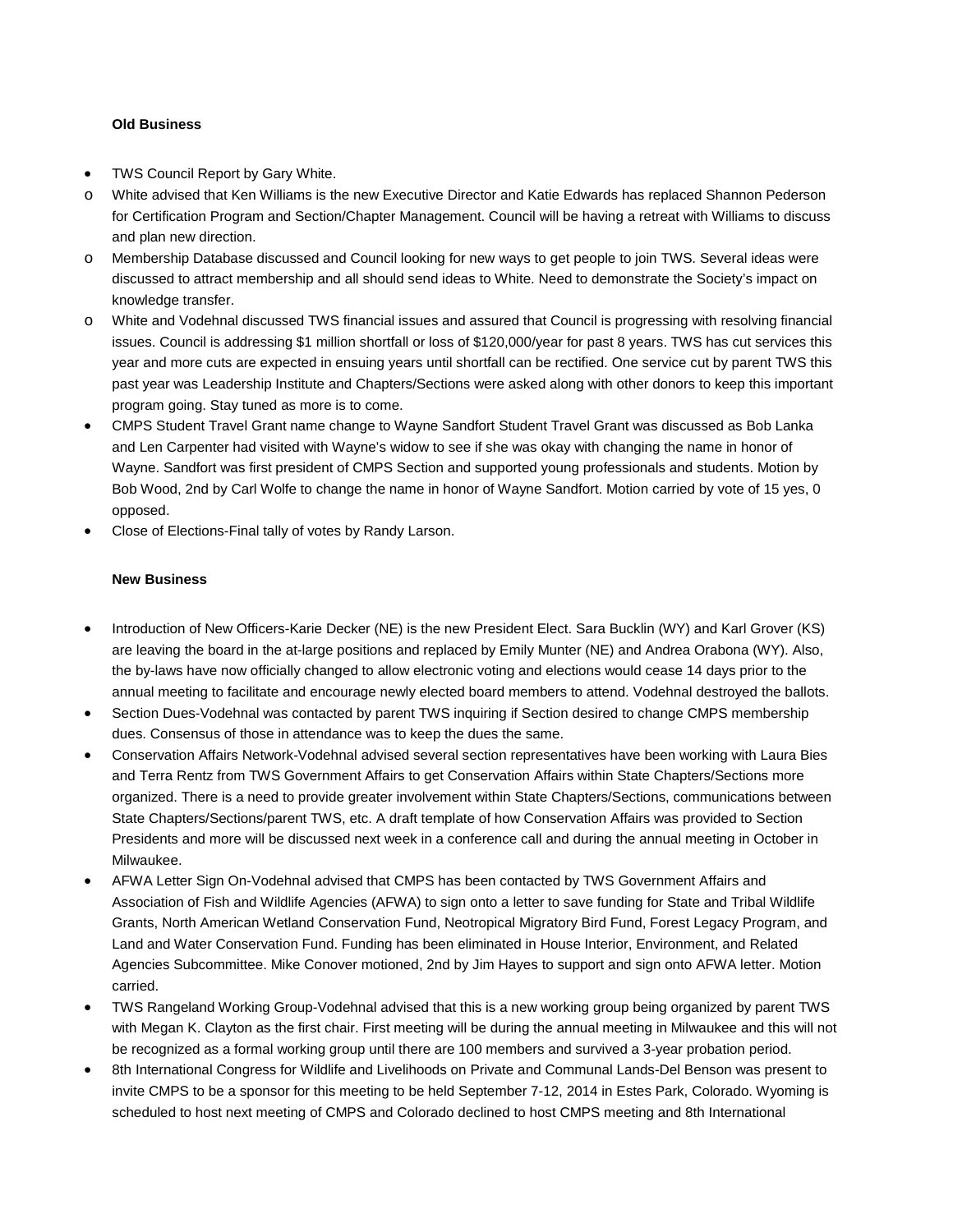**Old Business**

- TWS Council Report by Gary White.
  - White advised that Ken Williams is the new Executive Director and Katie Edwards has replaced Shannon Pederson for Certification Program and Section/Chapter Management. Council will be having a retreat with Williams to discuss and plan new direction.
  - Membership Database discussed and Council looking for new ways to get people to join TWS. Several ideas were discussed to attract membership and all should send ideas to White. Need to demonstrate the Society's impact on knowledge transfer.
  - White and Vodehnal discussed TWS financial issues and assured that Council is progressing with resolving financial issues. Council is addressing $1 million shortfall or loss of $120,000/year for past 8 years. TWS has cut services this year and more cuts are expected in ensuing years until shortfall can be rectified. One service cut by parent TWS this past year was Leadership Institute and Chapters/Sections were asked along with other donors to keep this important program going. Stay tuned as more is to come.
- CMPS Student Travel Grant name change to Wayne Sandfort Student Travel Grant was discussed as Bob Lanka and Len Carpenter had visited with Wayne's widow to see if she was okay with changing the name in honor of Wayne. Sandfort was first president of CMPS Section and supported young professionals and students. Motion by Bob Wood, 2nd by Carl Wolfe to change the name in honor of Wayne Sandfort. Motion carried by vote of 15 yes, 0 opposed.
- Close of Elections-Final tally of votes by Randy Larson.

**New Business**

- Introduction of New Officers-Karie Decker (NE) is the new President Elect. Sara Bucklin (WY) and Karl Grover (KS) are leaving the board in the at-large positions and replaced by Emily Munter (NE) and Andrea Orabona (WY). Also, the by-laws have now officially changed to allow electronic voting and elections would cease 14 days prior to the annual meeting to facilitate and encourage newly elected board members to attend. Vodehnal destroyed the ballots.
- Section Dues-Vodehnal was contacted by parent TWS inquiring if Section desired to change CMPS membership dues. Consensus of those in attendance was to keep the dues the same.
- Conservation Affairs Network-Vodehnal advised several section representatives have been working with Laura Bies and Terra Rentz from TWS Government Affairs to get Conservation Affairs within State Chapters/Sections more organized. There is a need to provide greater involvement within State Chapters/Sections, communications between State Chapters/Sections/parent TWS, etc. A draft template of how Conservation Affairs was provided to Section Presidents and more will be discussed next week in a conference call and during the annual meeting in October in Milwaukee.
- AFWA Letter Sign On-Vodehnal advised that CMPS has been contacted by TWS Government Affairs and Association of Fish and Wildlife Agencies (AFWA) to sign onto a letter to save funding for State and Tribal Wildlife Grants, North American Wetland Conservation Fund, Neotropical Migratory Bird Fund, Forest Legacy Program, and Land and Water Conservation Fund. Funding has been eliminated in House Interior, Environment, and Related Agencies Subcommittee. Mike Conover motioned, 2nd by Jim Hayes to support and sign onto AFWA letter. Motion carried.
- TWS Rangeland Working Group-Vodehnal advised that this is a new working group being organized by parent TWS with Megan K. Clayton as the first chair. First meeting will be during the annual meeting in Milwaukee and this will not be recognized as a formal working group until there are 100 members and survived a 3-year probation period.
- 8th International Congress for Wildlife and Livelihoods on Private and Communal Lands-Del Benson was present to invite CMPS to be a sponsor for this meeting to be held September 7-12, 2014 in Estes Park, Colorado. Wyoming is scheduled to host next meeting of CMPS and Colorado declined to host CMPS meeting and 8th International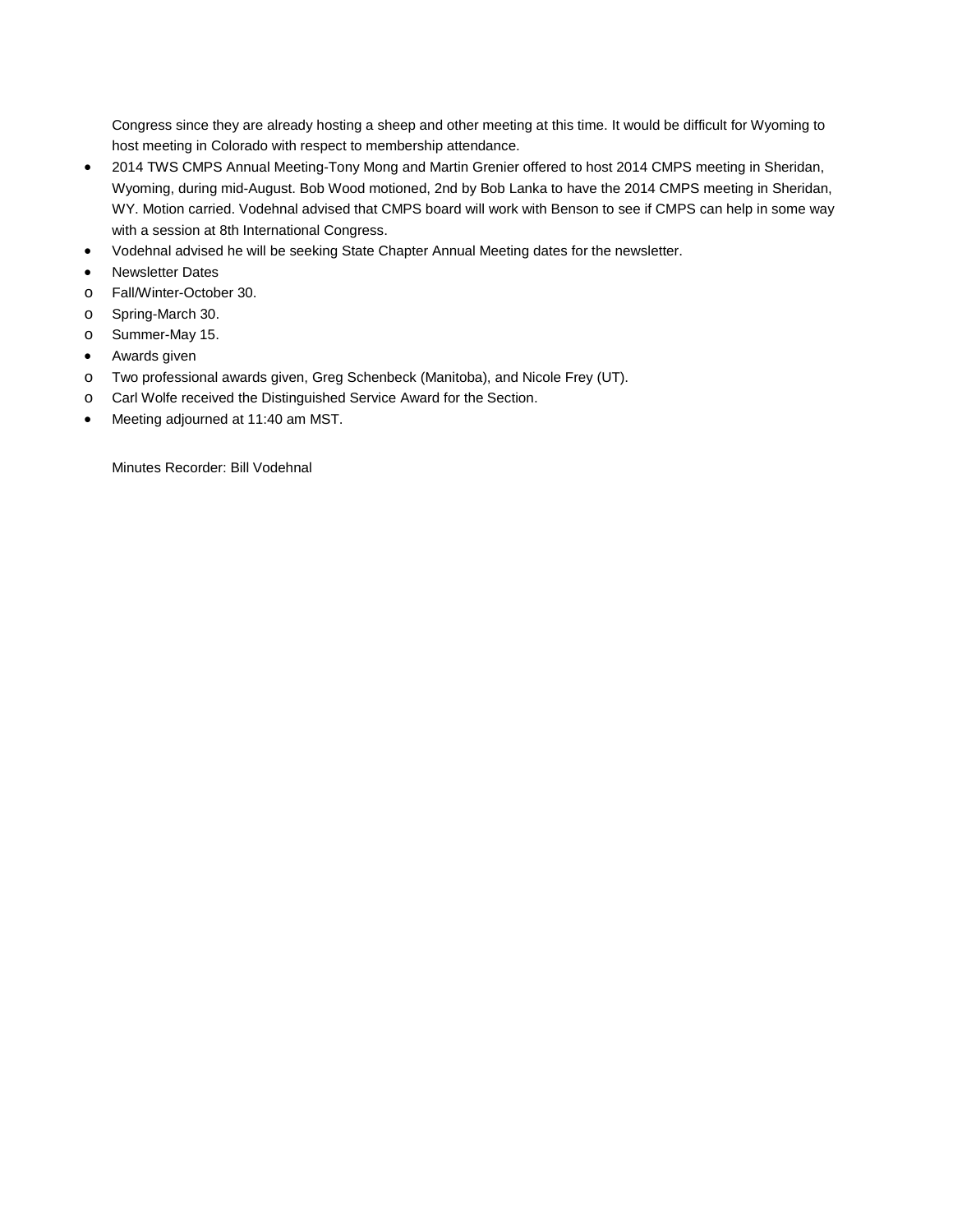Congress since they are already hosting a sheep and other meeting at this time. It would be difficult for Wyoming to host meeting in Colorado with respect to membership attendance.

- 2014 TWS CMPS Annual Meeting-Tony Mong and Martin Grenier offered to host 2014 CMPS meeting in Sheridan, Wyoming, during mid-August. Bob Wood motioned, 2nd by Bob Lanka to have the 2014 CMPS meeting in Sheridan, WY. Motion carried. Vodehnal advised that CMPS board will work with Benson to see if CMPS can help in some way with a session at 8th International Congress.
- Vodehnal advised he will be seeking State Chapter Annual Meeting dates for the newsletter.
- Newsletter Dates
  - Fall/Winter-October 30.
  - Spring-March 30.
  - Summer-May 15.
- Awards given
  - Two professional awards given, Greg Schenbeck (Manitoba), and Nicole Frey (UT).
  - Carl Wolfe received the Distinguished Service Award for the Section.
- Meeting adjourned at 11:40 am MST.

Minutes Recorder: Bill Vodehnal